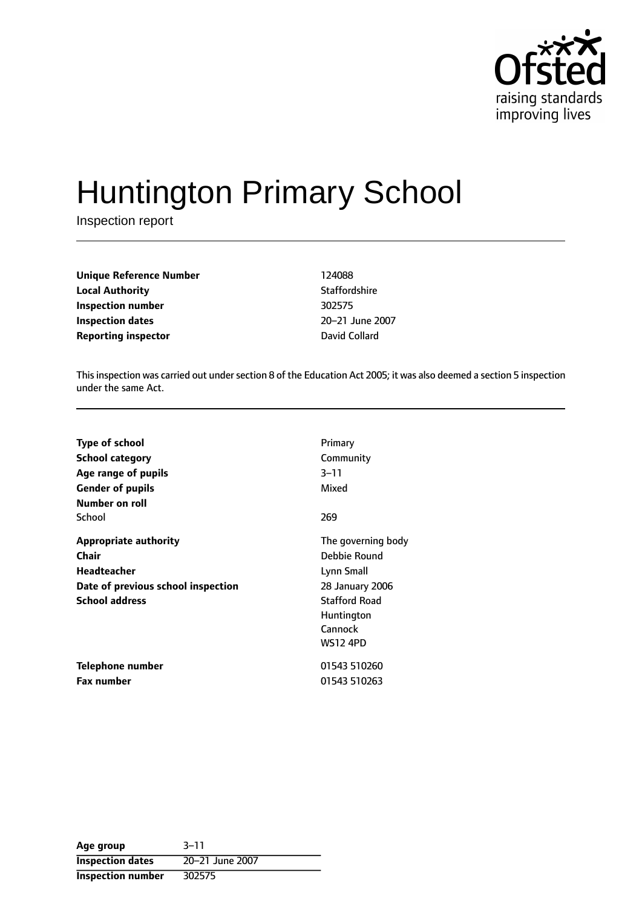Ofsted
raising standards
improving lives

# Huntington Primary School

Inspection report

| | |
|---|---|
| **Unique Reference Number** | 124088 |
| **Local Authority** | Staffordshire |
| **Inspection number** | 302575 |
| **Inspection dates** | 20–21 June 2007 |
| **Reporting inspector** | David Collard |

This inspection was carried out under section 8 of the Education Act 2005; it was also deemed a section 5 inspection under the same Act.

| | |
|---|---|
| **Type of school** | Primary |
| **School category** | Community |
| **Age range of pupils** | 3–11 |
| **Gender of pupils** | Mixed |
| **Number on roll** | |
| School | 269 |
| **Appropriate authority** | The governing body |
| **Chair** | Debbie Round |
| **Headteacher** | Lynn Small |
| **Date of previous school inspection** | 28 January 2006 |
| **School address** | Stafford Road<br>Huntington<br>Cannock<br>WS12 4PD |
| **Telephone number** | 01543 510260 |
| **Fax number** | 01543 510263 |

| | |
|---|---|
| **Age group** | 3–11 |
| **Inspection dates** | 20–21 June 2007 |
| **Inspection number** | 302575 |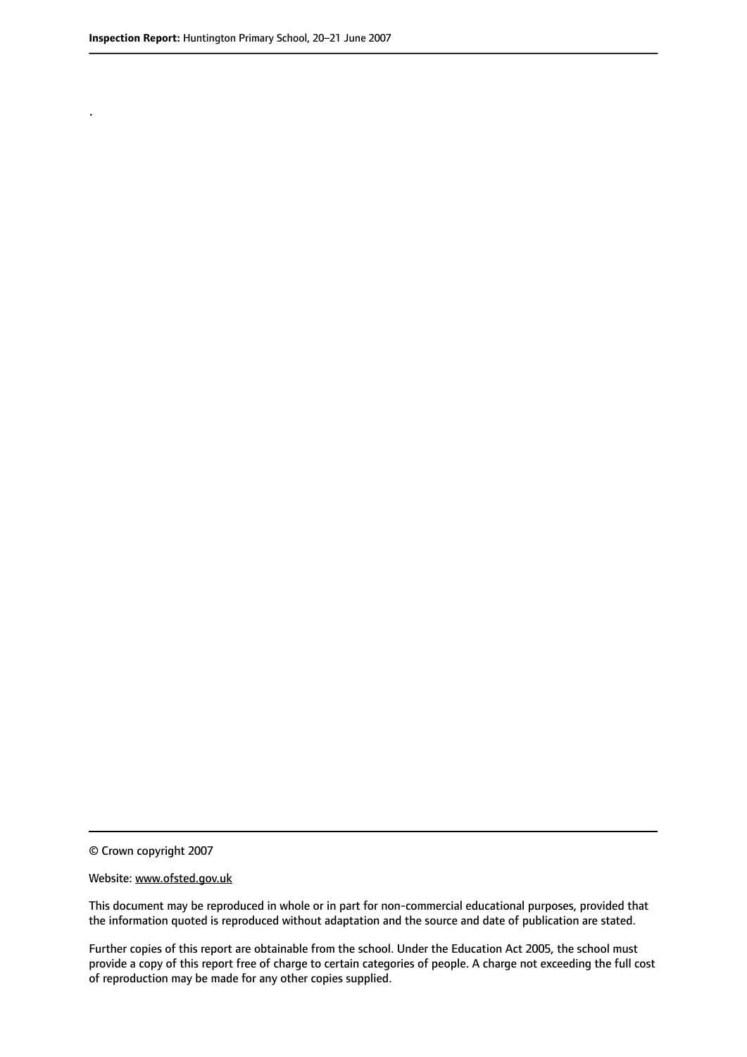.

© Crown copyright 2007

Website: www.ofsted.gov.uk

This document may be reproduced in whole or in part for non-commercial educational purposes, provided that the information quoted is reproduced without adaptation and the source and date of publication are stated.

Further copies of this report are obtainable from the school. Under the Education Act 2005, the school must provide a copy of this report free of charge to certain categories of people. A charge not exceeding the full cost of reproduction may be made for any other copies supplied.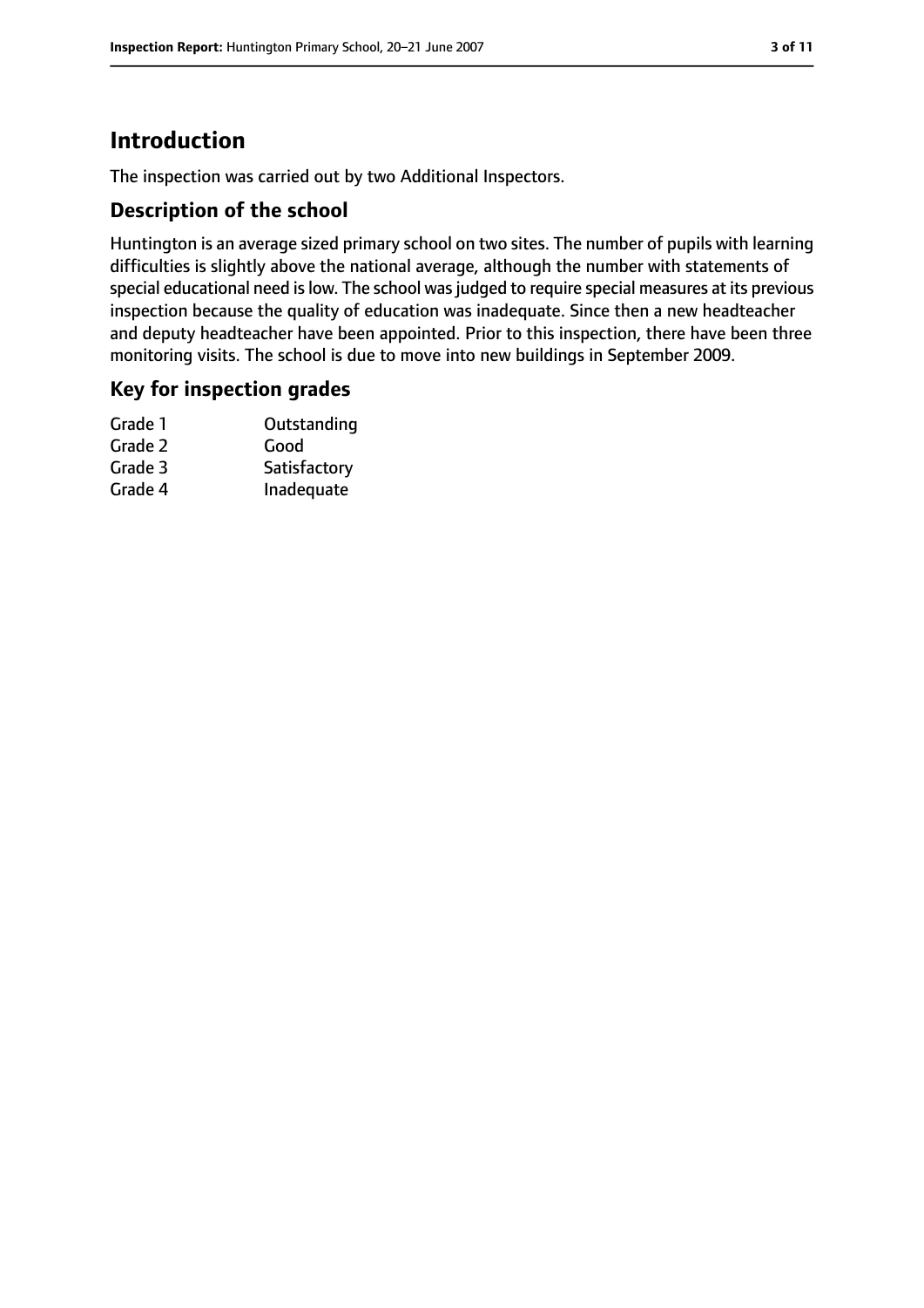# Introduction

The inspection was carried out by two Additional Inspectors.

## Description of the school

Huntington is an average sized primary school on two sites. The number of pupils with learning difficulties is slightly above the national average, although the number with statements of special educational need is low. The school was judged to require special measures at its previous inspection because the quality of education was inadequate. Since then a new headteacher and deputy headteacher have been appointed. Prior to this inspection, there have been three monitoring visits. The school is due to move into new buildings in September 2009.

## Key for inspection grades

| | |
|---|---|
| Grade 1 | Outstanding |
| Grade 2 | Good |
| Grade 3 | Satisfactory |
| Grade 4 | Inadequate |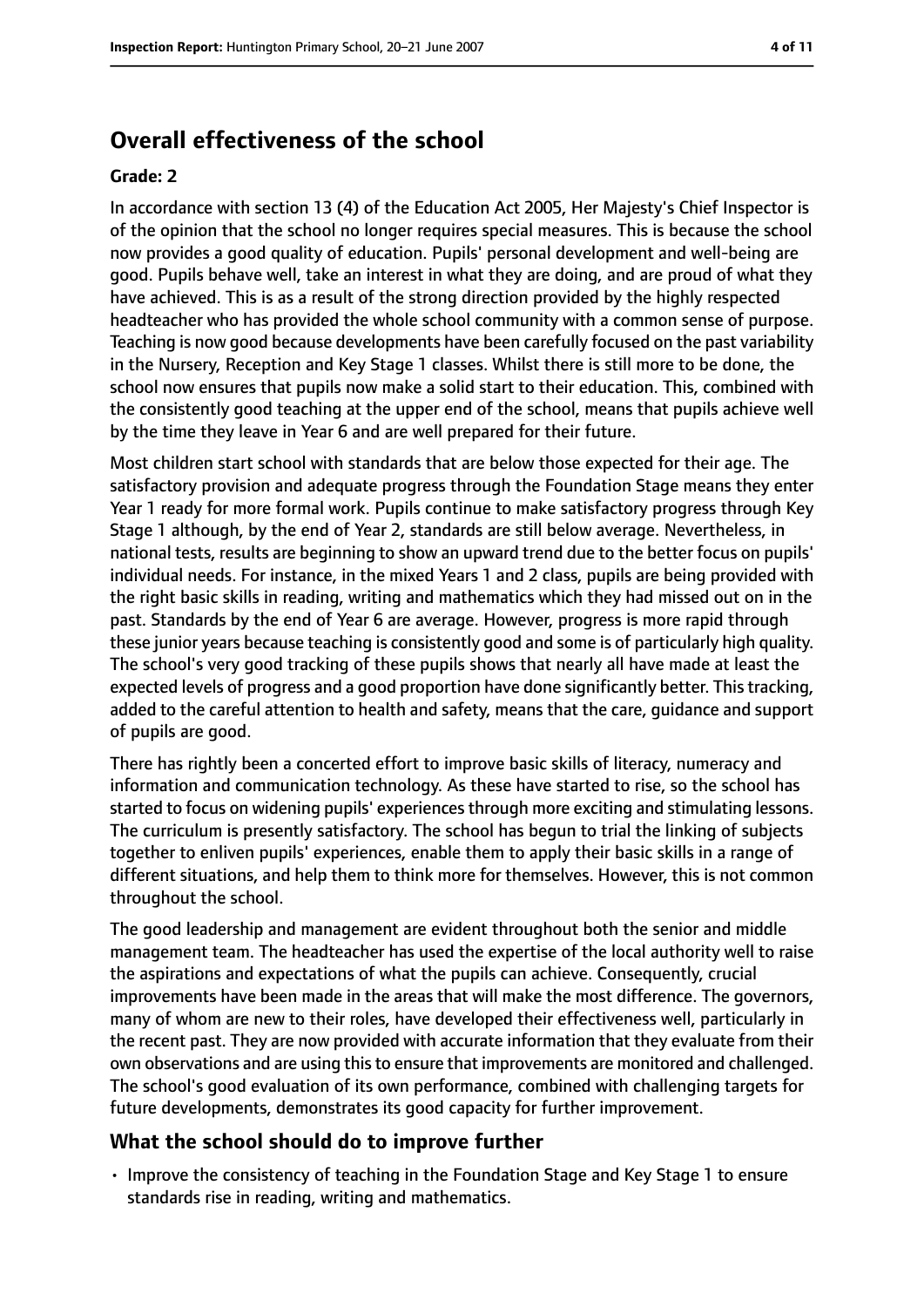## Overall effectiveness of the school

**Grade: 2**

In accordance with section 13 (4) of the Education Act 2005, Her Majesty's Chief Inspector is of the opinion that the school no longer requires special measures. This is because the school now provides a good quality of education. Pupils' personal development and well-being are good. Pupils behave well, take an interest in what they are doing, and are proud of what they have achieved. This is as a result of the strong direction provided by the highly respected headteacher who has provided the whole school community with a common sense of purpose. Teaching is now good because developments have been carefully focused on the past variability in the Nursery, Reception and Key Stage 1 classes. Whilst there is still more to be done, the school now ensures that pupils now make a solid start to their education. This, combined with the consistently good teaching at the upper end of the school, means that pupils achieve well by the time they leave in Year 6 and are well prepared for their future.

Most children start school with standards that are below those expected for their age. The satisfactory provision and adequate progress through the Foundation Stage means they enter Year 1 ready for more formal work. Pupils continue to make satisfactory progress through Key Stage 1 although, by the end of Year 2, standards are still below average. Nevertheless, in national tests, results are beginning to show an upward trend due to the better focus on pupils' individual needs. For instance, in the mixed Years 1 and 2 class, pupils are being provided with the right basic skills in reading, writing and mathematics which they had missed out on in the past. Standards by the end of Year 6 are average. However, progress is more rapid through these junior years because teaching is consistently good and some is of particularly high quality. The school's very good tracking of these pupils shows that nearly all have made at least the expected levels of progress and a good proportion have done significantly better. This tracking, added to the careful attention to health and safety, means that the care, guidance and support of pupils are good.

There has rightly been a concerted effort to improve basic skills of literacy, numeracy and information and communication technology. As these have started to rise, so the school has started to focus on widening pupils' experiences through more exciting and stimulating lessons. The curriculum is presently satisfactory. The school has begun to trial the linking of subjects together to enliven pupils' experiences, enable them to apply their basic skills in a range of different situations, and help them to think more for themselves. However, this is not common throughout the school.

The good leadership and management are evident throughout both the senior and middle management team. The headteacher has used the expertise of the local authority well to raise the aspirations and expectations of what the pupils can achieve. Consequently, crucial improvements have been made in the areas that will make the most difference. The governors, many of whom are new to their roles, have developed their effectiveness well, particularly in the recent past. They are now provided with accurate information that they evaluate from their own observations and are using this to ensure that improvements are monitored and challenged. The school's good evaluation of its own performance, combined with challenging targets for future developments, demonstrates its good capacity for further improvement.

### What the school should do to improve further

- Improve the consistency of teaching in the Foundation Stage and Key Stage 1 to ensure standards rise in reading, writing and mathematics.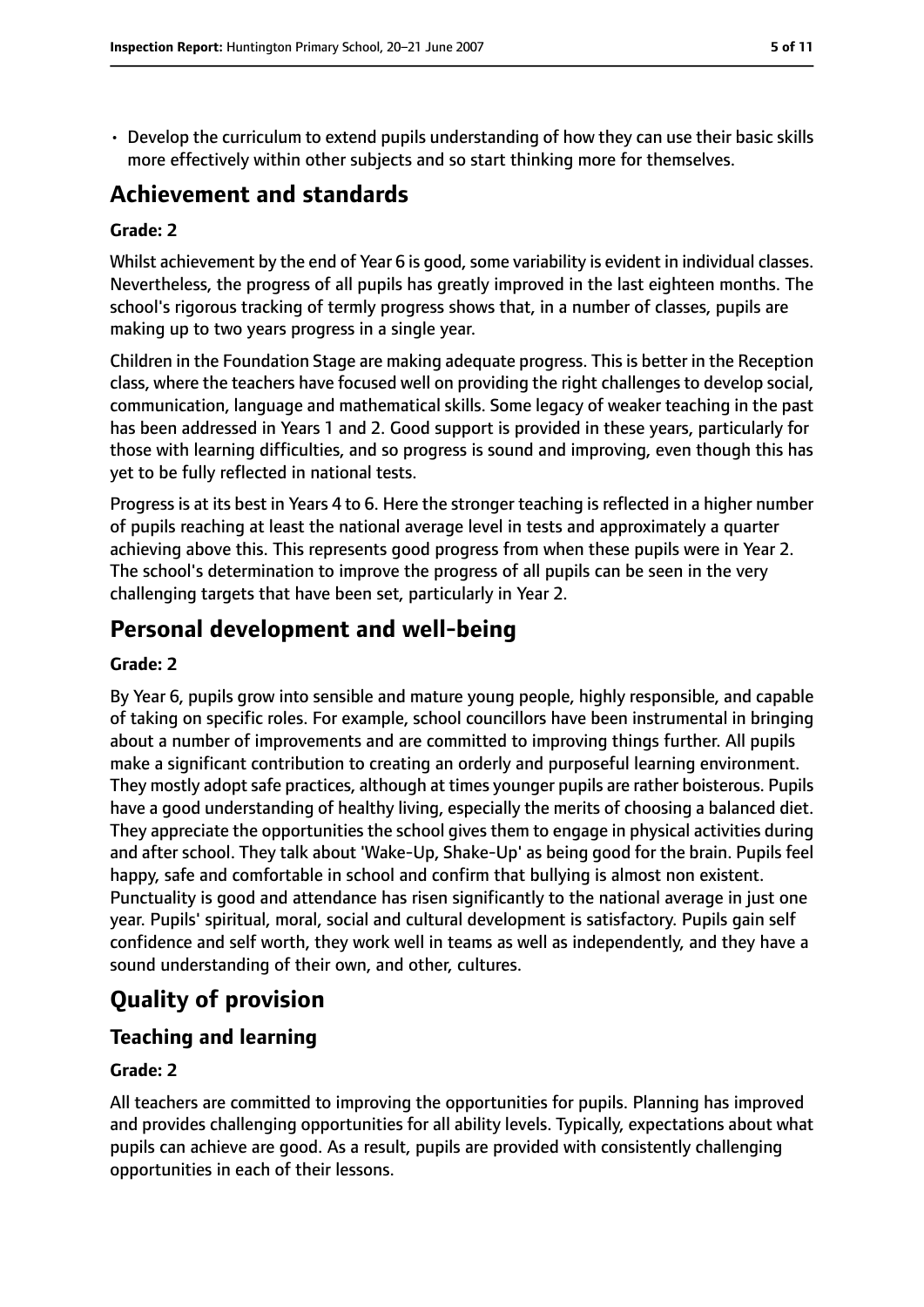- Develop the curriculum to extend pupils understanding of how they can use their basic skills more effectively within other subjects and so start thinking more for themselves.

## Achievement and standards

**Grade: 2**

Whilst achievement by the end of Year 6 is good, some variability is evident in individual classes. Nevertheless, the progress of all pupils has greatly improved in the last eighteen months. The school's rigorous tracking of termly progress shows that, in a number of classes, pupils are making up to two years progress in a single year.

Children in the Foundation Stage are making adequate progress. This is better in the Reception class, where the teachers have focused well on providing the right challenges to develop social, communication, language and mathematical skills. Some legacy of weaker teaching in the past has been addressed in Years 1 and 2. Good support is provided in these years, particularly for those with learning difficulties, and so progress is sound and improving, even though this has yet to be fully reflected in national tests.

Progress is at its best in Years 4 to 6. Here the stronger teaching is reflected in a higher number of pupils reaching at least the national average level in tests and approximately a quarter achieving above this. This represents good progress from when these pupils were in Year 2. The school's determination to improve the progress of all pupils can be seen in the very challenging targets that have been set, particularly in Year 2.

## Personal development and well-being

**Grade: 2**

By Year 6, pupils grow into sensible and mature young people, highly responsible, and capable of taking on specific roles. For example, school councillors have been instrumental in bringing about a number of improvements and are committed to improving things further. All pupils make a significant contribution to creating an orderly and purposeful learning environment. They mostly adopt safe practices, although at times younger pupils are rather boisterous. Pupils have a good understanding of healthy living, especially the merits of choosing a balanced diet. They appreciate the opportunities the school gives them to engage in physical activities during and after school. They talk about 'Wake-Up, Shake-Up' as being good for the brain. Pupils feel happy, safe and comfortable in school and confirm that bullying is almost non existent. Punctuality is good and attendance has risen significantly to the national average in just one year. Pupils' spiritual, moral, social and cultural development is satisfactory. Pupils gain self confidence and self worth, they work well in teams as well as independently, and they have a sound understanding of their own, and other, cultures.

# Quality of provision

## Teaching and learning

**Grade: 2**

All teachers are committed to improving the opportunities for pupils. Planning has improved and provides challenging opportunities for all ability levels. Typically, expectations about what pupils can achieve are good. As a result, pupils are provided with consistently challenging opportunities in each of their lessons.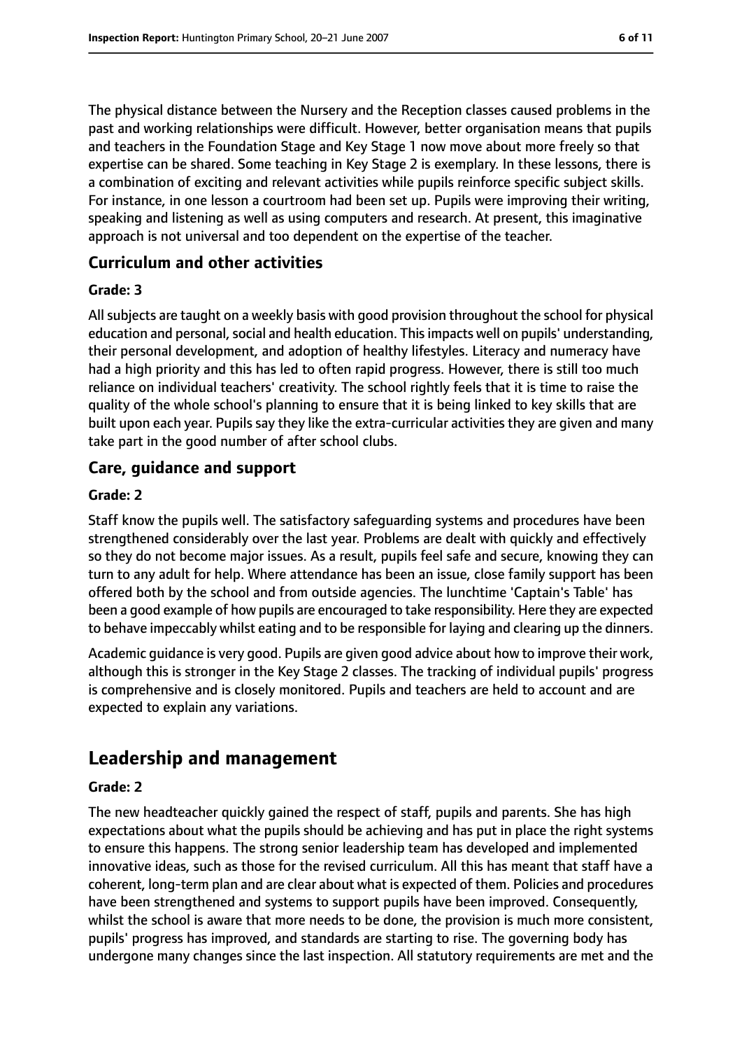The physical distance between the Nursery and the Reception classes caused problems in the past and working relationships were difficult. However, better organisation means that pupils and teachers in the Foundation Stage and Key Stage 1 now move about more freely so that expertise can be shared. Some teaching in Key Stage 2 is exemplary. In these lessons, there is a combination of exciting and relevant activities while pupils reinforce specific subject skills. For instance, in one lesson a courtroom had been set up. Pupils were improving their writing, speaking and listening as well as using computers and research. At present, this imaginative approach is not universal and too dependent on the expertise of the teacher.

### Curriculum and other activities

#### Grade: 3

All subjects are taught on a weekly basis with good provision throughout the school for physical education and personal, social and health education. This impacts well on pupils' understanding, their personal development, and adoption of healthy lifestyles. Literacy and numeracy have had a high priority and this has led to often rapid progress. However, there is still too much reliance on individual teachers' creativity. The school rightly feels that it is time to raise the quality of the whole school's planning to ensure that it is being linked to key skills that are built upon each year. Pupils say they like the extra-curricular activities they are given and many take part in the good number of after school clubs.

### Care, guidance and support

#### Grade: 2

Staff know the pupils well. The satisfactory safeguarding systems and procedures have been strengthened considerably over the last year. Problems are dealt with quickly and effectively so they do not become major issues. As a result, pupils feel safe and secure, knowing they can turn to any adult for help. Where attendance has been an issue, close family support has been offered both by the school and from outside agencies. The lunchtime 'Captain's Table' has been a good example of how pupils are encouraged to take responsibility. Here they are expected to behave impeccably whilst eating and to be responsible for laying and clearing up the dinners.

Academic guidance is very good. Pupils are given good advice about how to improve their work, although this is stronger in the Key Stage 2 classes. The tracking of individual pupils' progress is comprehensive and is closely monitored. Pupils and teachers are held to account and are expected to explain any variations.

## Leadership and management

#### Grade: 2

The new headteacher quickly gained the respect of staff, pupils and parents. She has high expectations about what the pupils should be achieving and has put in place the right systems to ensure this happens. The strong senior leadership team has developed and implemented innovative ideas, such as those for the revised curriculum. All this has meant that staff have a coherent, long-term plan and are clear about what is expected of them. Policies and procedures have been strengthened and systems to support pupils have been improved. Consequently, whilst the school is aware that more needs to be done, the provision is much more consistent, pupils' progress has improved, and standards are starting to rise. The governing body has undergone many changes since the last inspection. All statutory requirements are met and the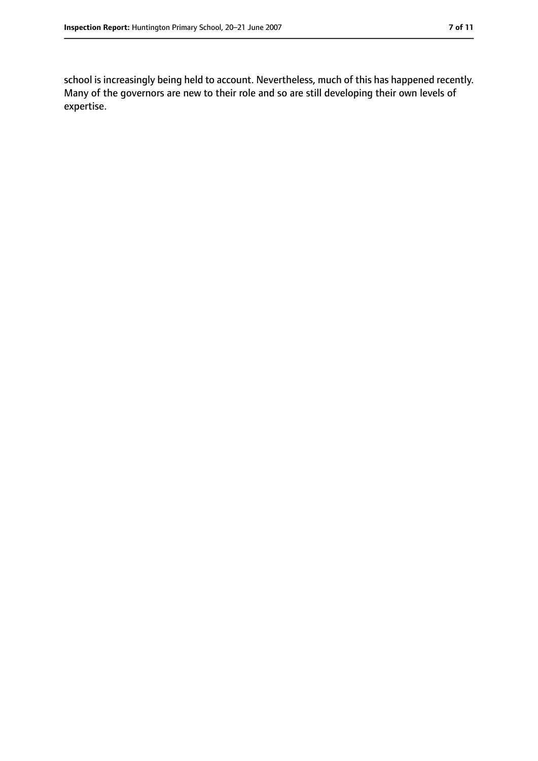school is increasingly being held to account. Nevertheless, much of this has happened recently. Many of the governors are new to their role and so are still developing their own levels of expertise.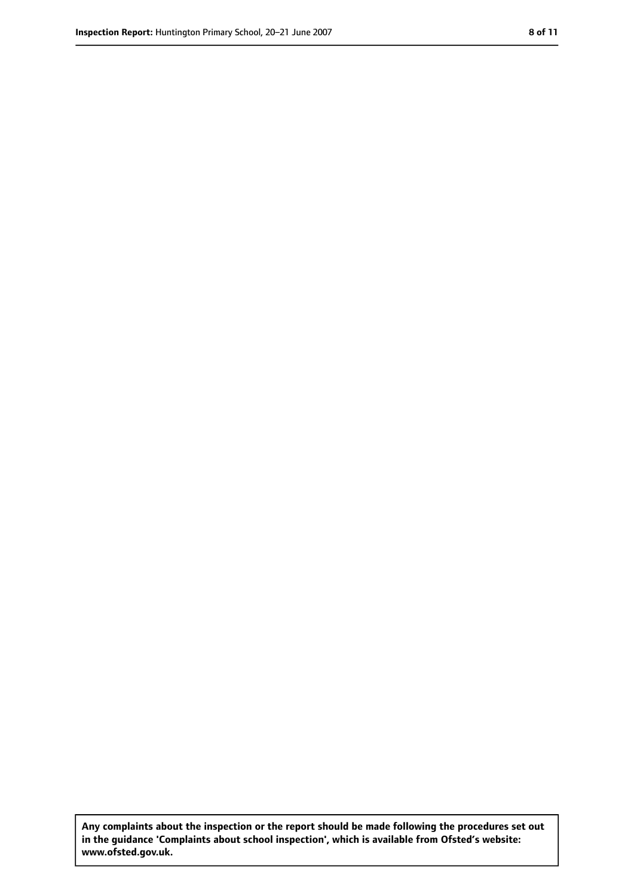**Any complaints about the inspection or the report should be made following the procedures set out in the guidance 'Complaints about school inspection', which is available from Ofsted's website: www.ofsted.gov.uk.**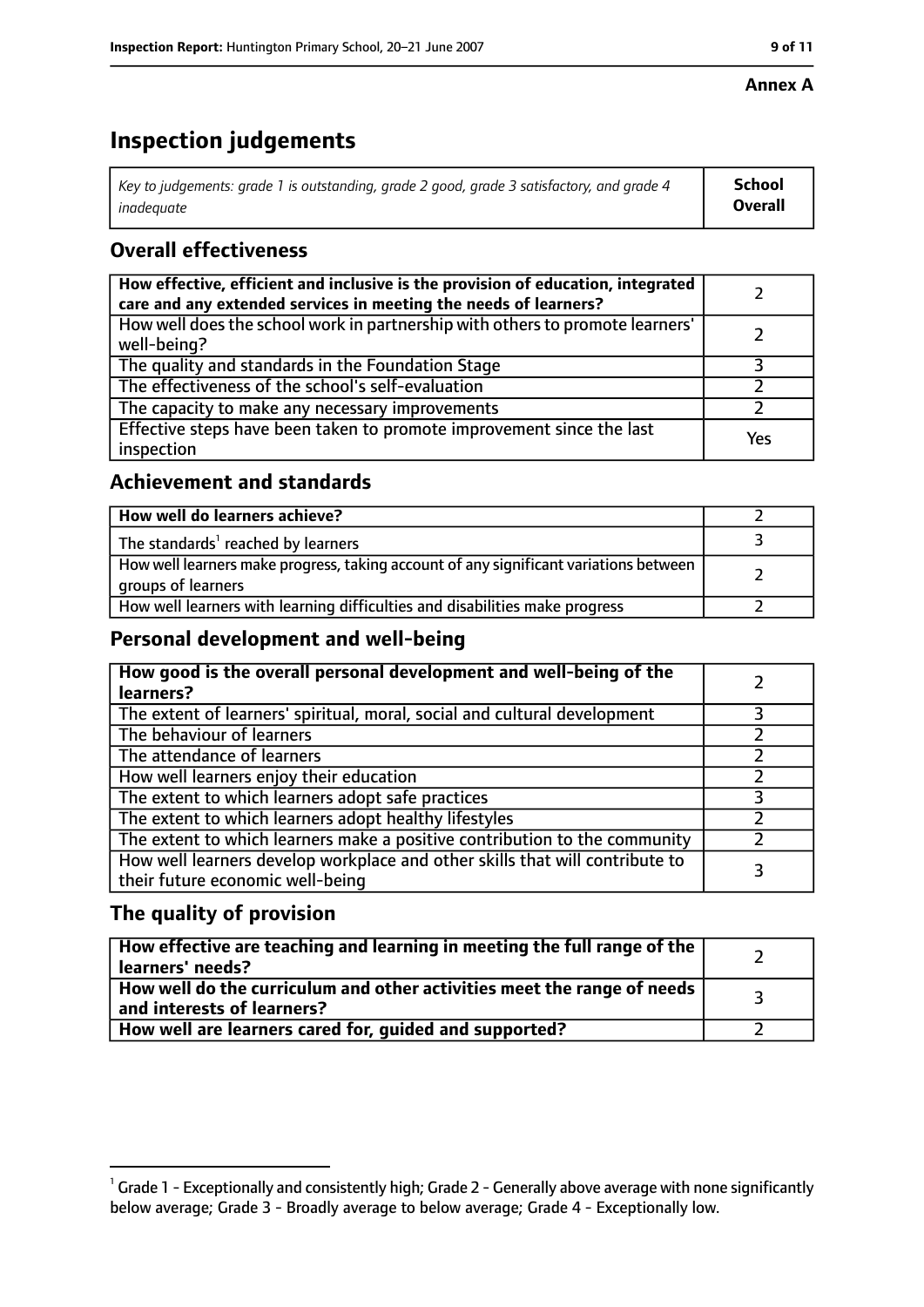**Annex A**

# Inspection judgements

| *Key to judgements: grade 1 is outstanding, grade 2 good, grade 3 satisfactory, and grade 4 inadequate* | **School Overall** |
|---|---|

## Overall effectiveness

| | |
|---|---|
| **How effective, efficient and inclusive is the provision of education, integrated care and any extended services in meeting the needs of learners?** | 2 |
| How well does the school work in partnership with others to promote learners' well-being? | 2 |
| The quality and standards in the Foundation Stage | 3 |
| The effectiveness of the school's self-evaluation | 2 |
| The capacity to make any necessary improvements | 2 |
| Effective steps have been taken to promote improvement since the last inspection | Yes |

## Achievement and standards

| | |
|---|---|
| **How well do learners achieve?** | 2 |
| The standards[1] reached by learners | 3 |
| How well learners make progress, taking account of any significant variations between groups of learners | 2 |
| How well learners with learning difficulties and disabilities make progress | 2 |

## Personal development and well-being

| | |
|---|---|
| **How good is the overall personal development and well-being of the learners?** | 2 |
| The extent of learners' spiritual, moral, social and cultural development | 3 |
| The behaviour of learners | 2 |
| The attendance of learners | 2 |
| How well learners enjoy their education | 2 |
| The extent to which learners adopt safe practices | 3 |
| The extent to which learners adopt healthy lifestyles | 2 |
| The extent to which learners make a positive contribution to the community | 2 |
| How well learners develop workplace and other skills that will contribute to their future economic well-being | 3 |

## The quality of provision

| | |
|---|---|
| **How effective are teaching and learning in meeting the full range of the learners' needs?** | 2 |
| **How well do the curriculum and other activities meet the range of needs and interests of learners?** | 3 |
| **How well are learners cared for, guided and supported?** | 2 |

[1] Grade 1 - Exceptionally and consistently high; Grade 2 - Generally above average with none significantly below average; Grade 3 - Broadly average to below average; Grade 4 - Exceptionally low.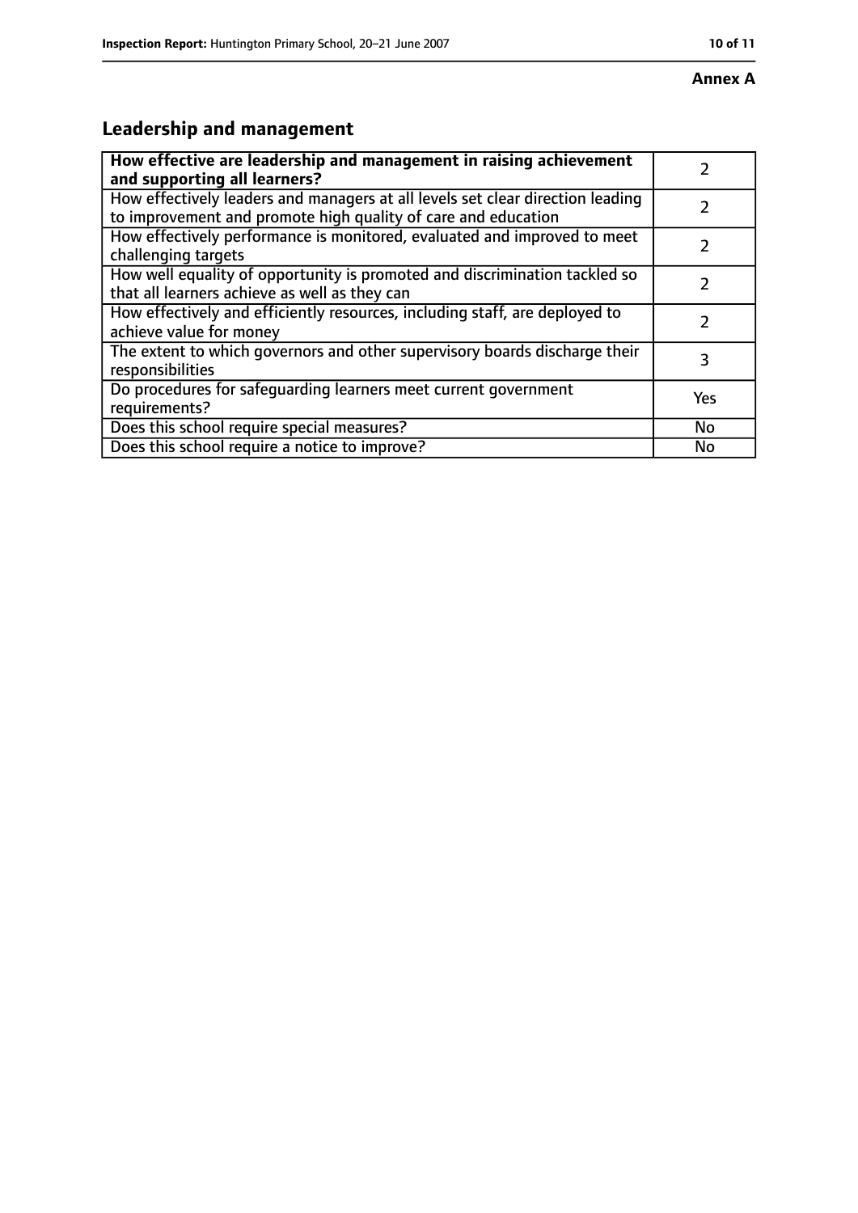**Annex A**

## Leadership and management

| | |
|---|---|
| **How effective are leadership and management in raising achievement and supporting all learners?** | 2 |
| How effectively leaders and managers at all levels set clear direction leading to improvement and promote high quality of care and education | 2 |
| How effectively performance is monitored, evaluated and improved to meet challenging targets | 2 |
| How well equality of opportunity is promoted and discrimination tackled so that all learners achieve as well as they can | 2 |
| How effectively and efficiently resources, including staff, are deployed to achieve value for money | 2 |
| The extent to which governors and other supervisory boards discharge their responsibilities | 3 |
| Do procedures for safeguarding learners meet current government requirements? | Yes |
| Does this school require special measures? | No |
| Does this school require a notice to improve? | No |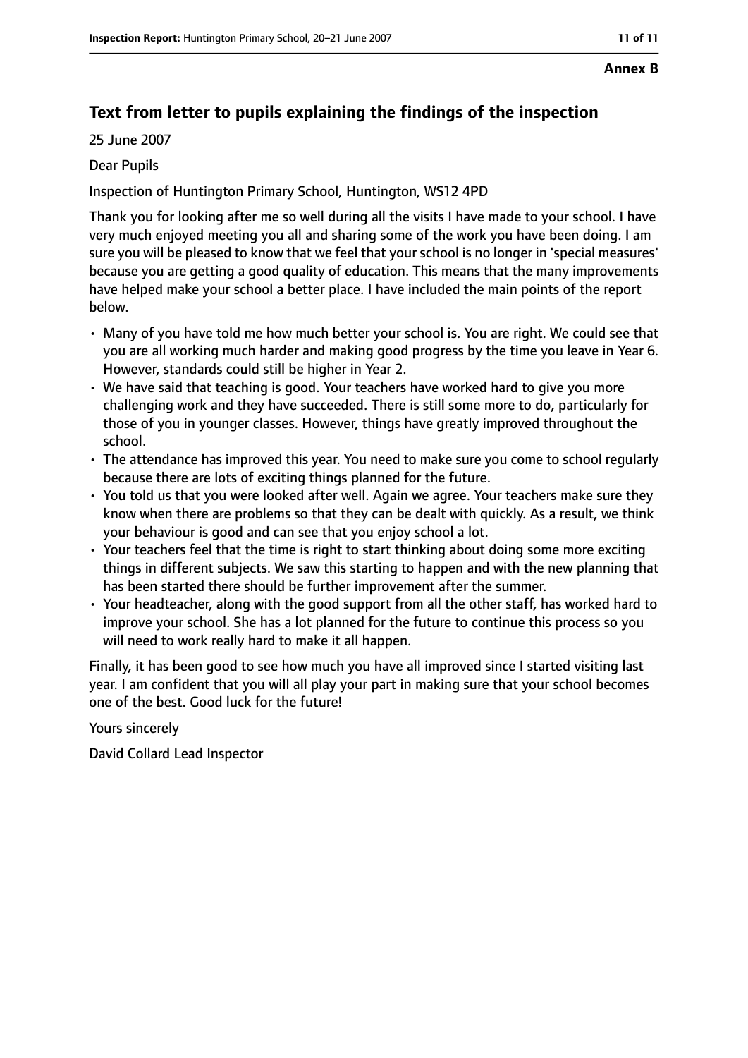**Annex B**

## Text from letter to pupils explaining the findings of the inspection

25 June 2007

Dear Pupils

Inspection of Huntington Primary School, Huntington, WS12 4PD

Thank you for looking after me so well during all the visits I have made to your school. I have very much enjoyed meeting you all and sharing some of the work you have been doing. I am sure you will be pleased to know that we feel that your school is no longer in 'special measures' because you are getting a good quality of education. This means that the many improvements have helped make your school a better place. I have included the main points of the report below.

- Many of you have told me how much better your school is. You are right. We could see that you are all working much harder and making good progress by the time you leave in Year 6. However, standards could still be higher in Year 2.
- We have said that teaching is good. Your teachers have worked hard to give you more challenging work and they have succeeded. There is still some more to do, particularly for those of you in younger classes. However, things have greatly improved throughout the school.
- The attendance has improved this year. You need to make sure you come to school regularly because there are lots of exciting things planned for the future.
- You told us that you were looked after well. Again we agree. Your teachers make sure they know when there are problems so that they can be dealt with quickly. As a result, we think your behaviour is good and can see that you enjoy school a lot.
- Your teachers feel that the time is right to start thinking about doing some more exciting things in different subjects. We saw this starting to happen and with the new planning that has been started there should be further improvement after the summer.
- Your headteacher, along with the good support from all the other staff, has worked hard to improve your school. She has a lot planned for the future to continue this process so you will need to work really hard to make it all happen.

Finally, it has been good to see how much you have all improved since I started visiting last year. I am confident that you will all play your part in making sure that your school becomes one of the best. Good luck for the future!

Yours sincerely

David Collard Lead Inspector